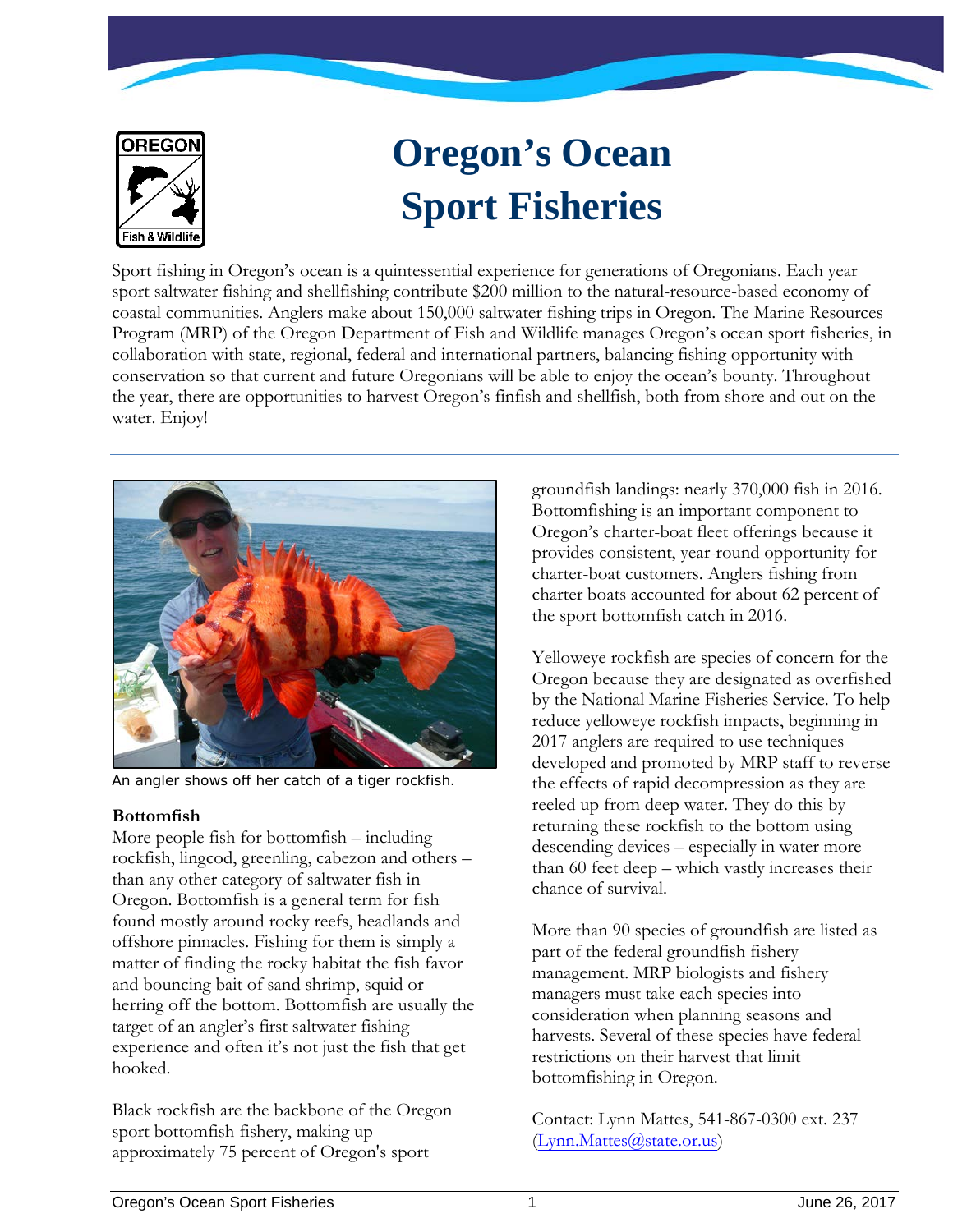# Oregon's Ocean Sport Fisheries

Sport fishing in Oregon's ocean is a quintessential experience for generations of Oregonians. Each year sport saltwater fishing and shellfishing contribute $200 million to the natural-resource-based economy of coastal communities. Anglers make about 150,000 saltwater fishing trips in Oregon. The Marine Resources Program (MRP) of the Oregon Department of Fish and Wildlife manages Oregon's ocean sport fisheries, in collaboration with state, regional, federal and international partners, balancing fishing opportunity with conservation so that current and future Oregonians will be able to enjoy the ocean's bounty. Throughout the year, there are opportunities to harvest Oregon's finfish and shellfish, both from shore and out on the water. Enjoy!

An angler shows off her catch of a tiger rockfish.

**Bottomfish**

More people fish for bottomfish – including rockfish, lingcod, greenling, cabezon and others – than any other category of saltwater fish in Oregon. Bottomfish is a general term for fish found mostly around rocky reefs, headlands and offshore pinnacles. Fishing for them is simply a matter of finding the rocky habitat the fish favor and bouncing bait of sand shrimp, squid or herring off the bottom. Bottomfish are usually the target of an angler's first saltwater fishing experience and often it's not just the fish that get hooked.

Black rockfish are the backbone of the Oregon sport bottomfish fishery, making up approximately 75 percent of Oregon's sport groundfish landings: nearly 370,000 fish in 2016. Bottomfishing is an important component to Oregon's charter-boat fleet offerings because it provides consistent, year-round opportunity for charter-boat customers. Anglers fishing from charter boats accounted for about 62 percent of the sport bottomfish catch in 2016.

Yelloweye rockfish are species of concern for the Oregon because they are designated as overfished by the National Marine Fisheries Service. To help reduce yelloweye rockfish impacts, beginning in 2017 anglers are required to use techniques developed and promoted by MRP staff to reverse the effects of rapid decompression as they are reeled up from deep water. They do this by returning these rockfish to the bottom using descending devices – especially in water more than 60 feet deep – which vastly increases their chance of survival.

More than 90 species of groundfish are listed as part of the federal groundfish fishery management. MRP biologists and fishery managers must take each species into consideration when planning seasons and harvests. Several of these species have federal restrictions on their harvest that limit bottomfishing in Oregon.

Contact: Lynn Mattes, 541-867-0300 ext. 237 (Lynn.Mattes@state.or.us)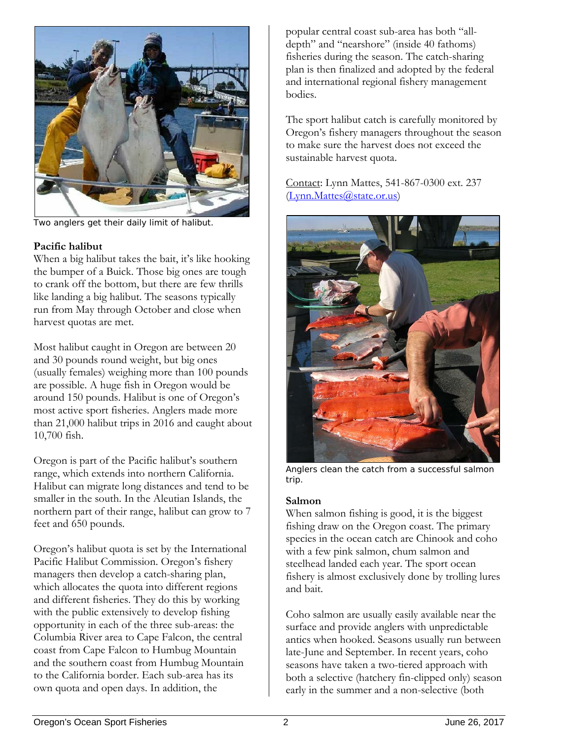Two anglers get their daily limit of halibut.

**Pacific halibut**

When a big halibut takes the bait, it's like hooking the bumper of a Buick. Those big ones are tough to crank off the bottom, but there are few thrills like landing a big halibut. The seasons typically run from May through October and close when harvest quotas are met.

Most halibut caught in Oregon are between 20 and 30 pounds round weight, but big ones (usually females) weighing more than 100 pounds are possible. A huge fish in Oregon would be around 150 pounds. Halibut is one of Oregon's most active sport fisheries. Anglers made more than 21,000 halibut trips in 2016 and caught about 10,700 fish.

Oregon is part of the Pacific halibut's southern range, which extends into northern California. Halibut can migrate long distances and tend to be smaller in the south. In the Aleutian Islands, the northern part of their range, halibut can grow to 7 feet and 650 pounds.

Oregon's halibut quota is set by the International Pacific Halibut Commission. Oregon's fishery managers then develop a catch-sharing plan, which allocates the quota into different regions and different fisheries. They do this by working with the public extensively to develop fishing opportunity in each of the three sub-areas: the Columbia River area to Cape Falcon, the central coast from Cape Falcon to Humbug Mountain and the southern coast from Humbug Mountain to the California border. Each sub-area has its own quota and open days. In addition, the popular central coast sub-area has both "all-depth" and "nearshore" (inside 40 fathoms) fisheries during the season. The catch-sharing plan is then finalized and adopted by the federal and international regional fishery management bodies.

The sport halibut catch is carefully monitored by Oregon's fishery managers throughout the season to make sure the harvest does not exceed the sustainable harvest quota.

Contact: Lynn Mattes, 541-867-0300 ext. 237 (Lynn.Mattes@state.or.us)

Anglers clean the catch from a successful salmon trip.

**Salmon**

When salmon fishing is good, it is the biggest fishing draw on the Oregon coast. The primary species in the ocean catch are Chinook and coho with a few pink salmon, chum salmon and steelhead landed each year. The sport ocean fishery is almost exclusively done by trolling lures and bait.

Coho salmon are usually easily available near the surface and provide anglers with unpredictable antics when hooked. Seasons usually run between late-June and September. In recent years, coho seasons have taken a two-tiered approach with both a selective (hatchery fin-clipped only) season early in the summer and a non-selective (both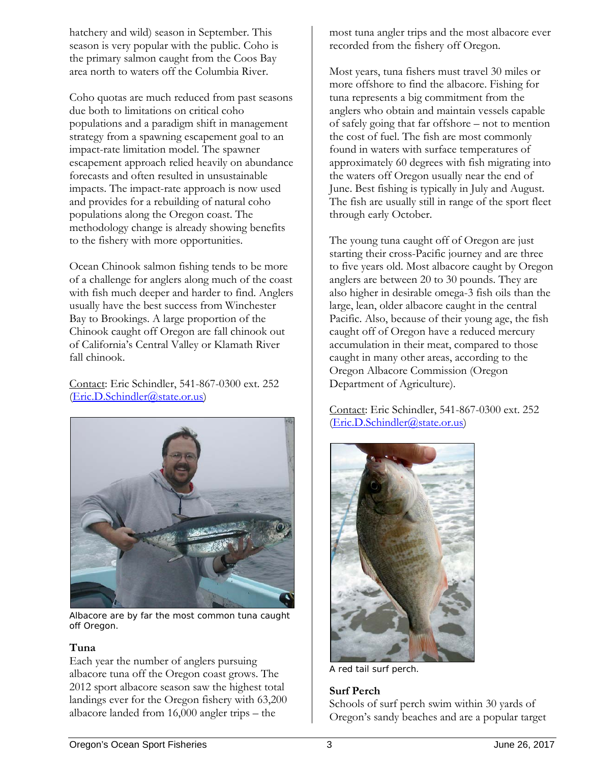hatchery and wild) season in September. This season is very popular with the public. Coho is the primary salmon caught from the Coos Bay area north to waters off the Columbia River.

Coho quotas are much reduced from past seasons due both to limitations on critical coho populations and a paradigm shift in management strategy from a spawning escapement goal to an impact-rate limitation model. The spawner escapement approach relied heavily on abundance forecasts and often resulted in unsustainable impacts. The impact-rate approach is now used and provides for a rebuilding of natural coho populations along the Oregon coast. The methodology change is already showing benefits to the fishery with more opportunities.

Ocean Chinook salmon fishing tends to be more of a challenge for anglers along much of the coast with fish much deeper and harder to find. Anglers usually have the best success from Winchester Bay to Brookings. A large proportion of the Chinook caught off Oregon are fall chinook out of California's Central Valley or Klamath River fall chinook.

Contact: Eric Schindler, 541-867-0300 ext. 252 (Eric.D.Schindler@state.or.us)

Albacore are by far the most common tuna caught off Oregon.

**Tuna**

Each year the number of anglers pursuing albacore tuna off the Oregon coast grows. The 2012 sport albacore season saw the highest total landings ever for the Oregon fishery with 63,200 albacore landed from 16,000 angler trips – the most tuna angler trips and the most albacore ever recorded from the fishery off Oregon.

Most years, tuna fishers must travel 30 miles or more offshore to find the albacore. Fishing for tuna represents a big commitment from the anglers who obtain and maintain vessels capable of safely going that far offshore – not to mention the cost of fuel. The fish are most commonly found in waters with surface temperatures of approximately 60 degrees with fish migrating into the waters off Oregon usually near the end of June. Best fishing is typically in July and August. The fish are usually still in range of the sport fleet through early October.

The young tuna caught off of Oregon are just starting their cross-Pacific journey and are three to five years old. Most albacore caught by Oregon anglers are between 20 to 30 pounds. They are also higher in desirable omega-3 fish oils than the large, lean, older albacore caught in the central Pacific. Also, because of their young age, the fish caught off of Oregon have a reduced mercury accumulation in their meat, compared to those caught in many other areas, according to the Oregon Albacore Commission (Oregon Department of Agriculture).

Contact: Eric Schindler, 541-867-0300 ext. 252 (Eric.D.Schindler@state.or.us)

A red tail surf perch.

**Surf Perch**

Schools of surf perch swim within 30 yards of Oregon's sandy beaches and are a popular target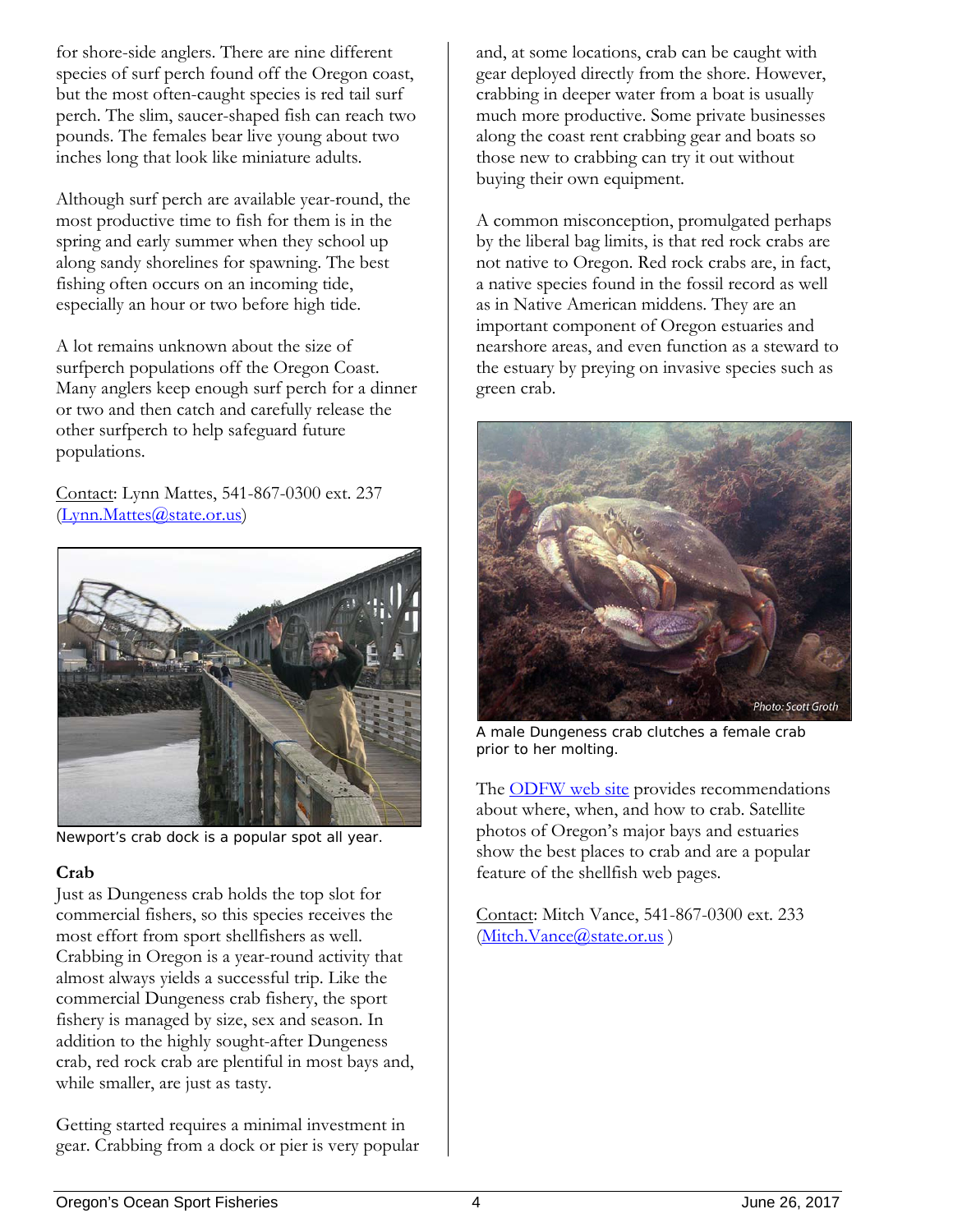for shore-side anglers. There are nine different species of surf perch found off the Oregon coast, but the most often-caught species is red tail surf perch. The slim, saucer-shaped fish can reach two pounds. The females bear live young about two inches long that look like miniature adults.

Although surf perch are available year-round, the most productive time to fish for them is in the spring and early summer when they school up along sandy shorelines for spawning. The best fishing often occurs on an incoming tide, especially an hour or two before high tide.

A lot remains unknown about the size of surfperch populations off the Oregon Coast. Many anglers keep enough surf perch for a dinner or two and then catch and carefully release the other surfperch to help safeguard future populations.

Contact: Lynn Mattes, 541-867-0300 ext. 237 (Lynn.Mattes@state.or.us)

Newport's crab dock is a popular spot all year.

### Crab

Just as Dungeness crab holds the top slot for commercial fishers, so this species receives the most effort from sport shellfishers as well. Crabbing in Oregon is a year-round activity that almost always yields a successful trip. Like the commercial Dungeness crab fishery, the sport fishery is managed by size, sex and season. In addition to the highly sought-after Dungeness crab, red rock crab are plentiful in most bays and, while smaller, are just as tasty.

Getting started requires a minimal investment in gear. Crabbing from a dock or pier is very popular and, at some locations, crab can be caught with gear deployed directly from the shore. However, crabbing in deeper water from a boat is usually much more productive. Some private businesses along the coast rent crabbing gear and boats so those new to crabbing can try it out without buying their own equipment.

A common misconception, promulgated perhaps by the liberal bag limits, is that red rock crabs are not native to Oregon. Red rock crabs are, in fact, a native species found in the fossil record as well as in Native American middens. They are an important component of Oregon estuaries and nearshore areas, and even function as a steward to the estuary by preying on invasive species such as green crab.

Photo: Scott Groth

A male Dungeness crab clutches a female crab prior to her molting.

The ODFW web site provides recommendations about where, when, and how to crab. Satellite photos of Oregon's major bays and estuaries show the best places to crab and are a popular feature of the shellfish web pages.

Contact: Mitch Vance, 541-867-0300 ext. 233 (Mitch.Vance@state.or.us )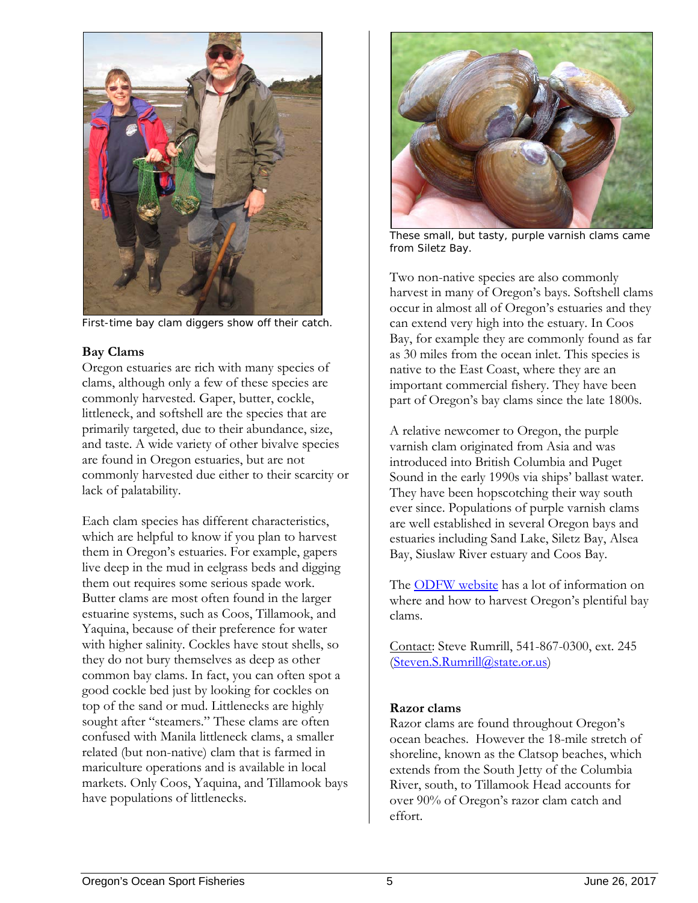First-time bay clam diggers show off their catch.

**Bay Clams**

Oregon estuaries are rich with many species of clams, although only a few of these species are commonly harvested. Gaper, butter, cockle, littleneck, and softshell are the species that are primarily targeted, due to their abundance, size, and taste. A wide variety of other bivalve species are found in Oregon estuaries, but are not commonly harvested due either to their scarcity or lack of palatability.

Each clam species has different characteristics, which are helpful to know if you plan to harvest them in Oregon's estuaries. For example, gapers live deep in the mud in eelgrass beds and digging them out requires some serious spade work. Butter clams are most often found in the larger estuarine systems, such as Coos, Tillamook, and Yaquina, because of their preference for water with higher salinity. Cockles have stout shells, so they do not bury themselves as deep as other common bay clams. In fact, you can often spot a good cockle bed just by looking for cockles on top of the sand or mud. Littlenecks are highly sought after "steamers." These clams are often confused with Manila littleneck clams, a smaller related (but non-native) clam that is farmed in mariculture operations and is available in local markets. Only Coos, Yaquina, and Tillamook bays have populations of littlenecks.

These small, but tasty, purple varnish clams came from Siletz Bay.

Two non-native species are also commonly harvest in many of Oregon's bays. Softshell clams occur in almost all of Oregon's estuaries and they can extend very high into the estuary. In Coos Bay, for example they are commonly found as far as 30 miles from the ocean inlet. This species is native to the East Coast, where they are an important commercial fishery. They have been part of Oregon's bay clams since the late 1800s.

A relative newcomer to Oregon, the purple varnish clam originated from Asia and was introduced into British Columbia and Puget Sound in the early 1990s via ships' ballast water. They have been hopscotching their way south ever since. Populations of purple varnish clams are well established in several Oregon bays and estuaries including Sand Lake, Siletz Bay, Alsea Bay, Siuslaw River estuary and Coos Bay.

The ODFW website has a lot of information on where and how to harvest Oregon's plentiful bay clams.

Contact: Steve Rumrill, 541-867-0300, ext. 245 (Steven.S.Rumrill@state.or.us)

**Razor clams**

Razor clams are found throughout Oregon's ocean beaches. However the 18-mile stretch of shoreline, known as the Clatsop beaches, which extends from the South Jetty of the Columbia River, south, to Tillamook Head accounts for over 90% of Oregon's razor clam catch and effort.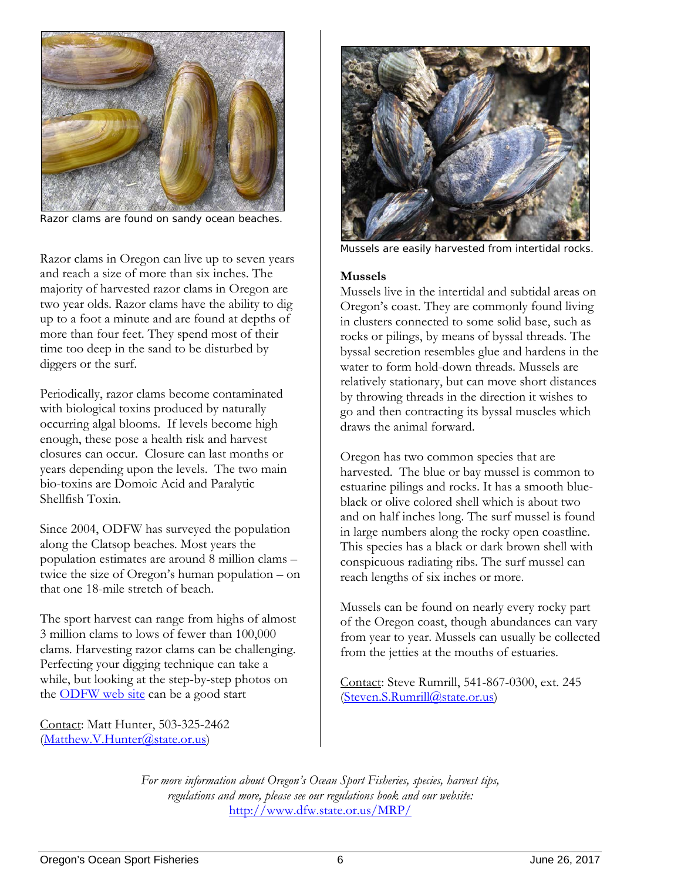Razor clams are found on sandy ocean beaches.

Razor clams in Oregon can live up to seven years and reach a size of more than six inches. The majority of harvested razor clams in Oregon are two year olds. Razor clams have the ability to dig up to a foot a minute and are found at depths of more than four feet. They spend most of their time too deep in the sand to be disturbed by diggers or the surf.

Periodically, razor clams become contaminated with biological toxins produced by naturally occurring algal blooms. If levels become high enough, these pose a health risk and harvest closures can occur. Closure can last months or years depending upon the levels. The two main bio-toxins are Domoic Acid and Paralytic Shellfish Toxin.

Since 2004, ODFW has surveyed the population along the Clatsop beaches. Most years the population estimates are around 8 million clams – twice the size of Oregon's human population – on that one 18-mile stretch of beach.

The sport harvest can range from highs of almost 3 million clams to lows of fewer than 100,000 clams. Harvesting razor clams can be challenging. Perfecting your digging technique can take a while, but looking at the step-by-step photos on the [ODFW web site](#) can be a good start

Contact: Matt Hunter, 503-325-2462 ([Matthew.V.Hunter@state.or.us](mailto:Matthew.V.Hunter@state.or.us))

Mussels are easily harvested from intertidal rocks.

**Mussels**

Mussels live in the intertidal and subtidal areas on Oregon's coast. They are commonly found living in clusters connected to some solid base, such as rocks or pilings, by means of byssal threads. The byssal secretion resembles glue and hardens in the water to form hold-down threads. Mussels are relatively stationary, but can move short distances by throwing threads in the direction it wishes to go and then contracting its byssal muscles which draws the animal forward.

Oregon has two common species that are harvested. The blue or bay mussel is common to estuarine pilings and rocks. It has a smooth blue-black or olive colored shell which is about two and on half inches long. The surf mussel is found in large numbers along the rocky open coastline. This species has a black or dark brown shell with conspicuous radiating ribs. The surf mussel can reach lengths of six inches or more.

Mussels can be found on nearly every rocky part of the Oregon coast, though abundances can vary from year to year. Mussels can usually be collected from the jetties at the mouths of estuaries.

Contact: Steve Rumrill, 541-867-0300, ext. 245 ([Steven.S.Rumrill@state.or.us](mailto:Steven.S.Rumrill@state.or.us))

*For more information about Oregon's Ocean Sport Fisheries, species, harvest tips, regulations and more, please see our regulations book and our website:*
[http://www.dfw.state.or.us/MRP/](http://www.dfw.state.or.us/MRP/)